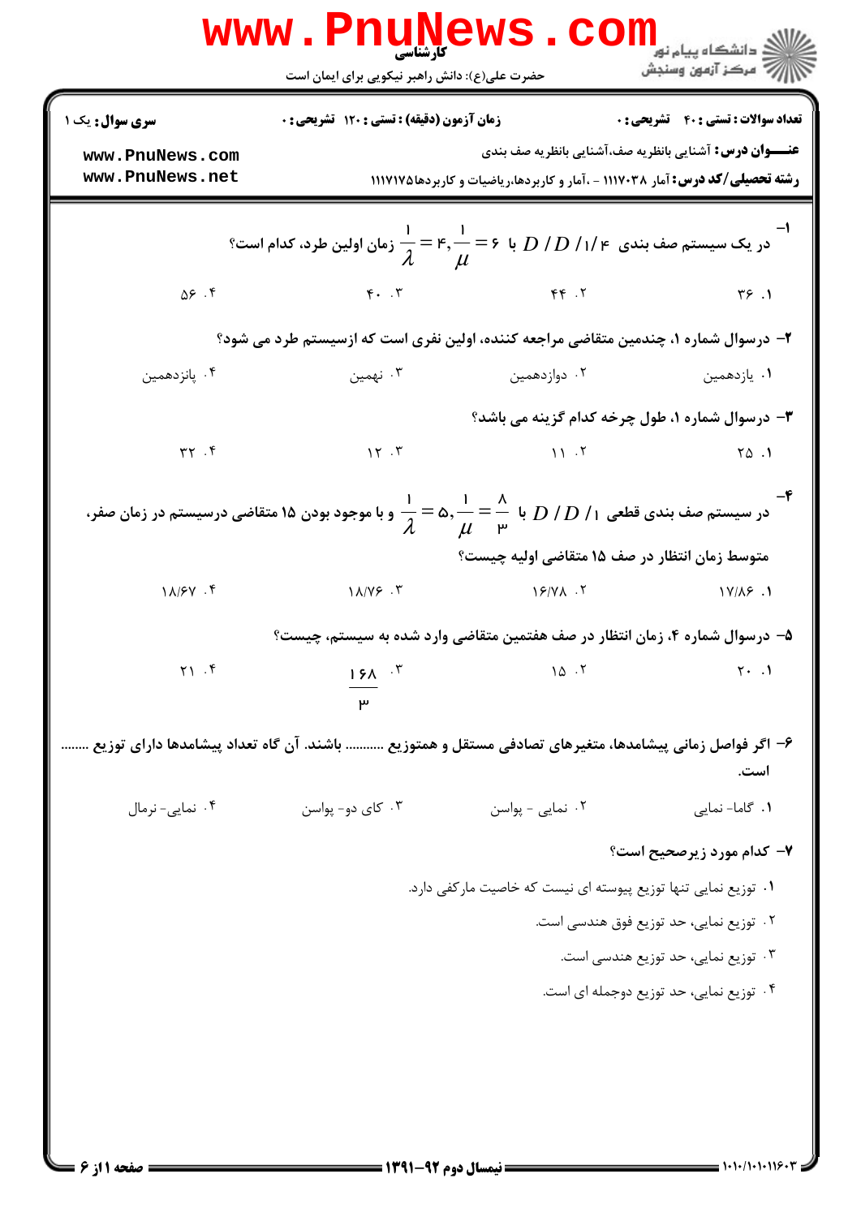حضرت علی(ع): دانش راهبر نیکویی برای ایمان است

کارشناسی

**سری سوال:** یک ۱ | **زمان آزمون (دقیقه):** تستی: ۱۲۰ تشریحی: ۰ | **تعداد سوالات:** تستی: ۴۰ تشریحی: ۰

**عنـــوان درس:** آشنایی بانظریه صف،آشنایی بانظریه صف بندی

**رشته تحصیلی/کد درس:** آمار ۱۱۱۷۰۳۸ - ،آمار و کاربردها،ریاضیات و کاربردها۱۱۱۷۱۷۵

۱- در یک سیستم صف بندی $D/D/1/4$ با $\frac{1}{\mu}=6$ , $\frac{1}{\lambda}=4$ زمان اولین طرد، کدام است؟

۱. ۳۶ ۲. ۴۴ ۳. ۴۰ ۴. ۵۶

۲- درسوال شماره ۱، چندمین متقاضی مراجعه کننده، اولین نفری است که ازسیستم طرد می شود؟

۱. یازدهمین ۲. دوازدهمین ۳. نهمین ۴. پانزدهمین

۳- درسوال شماره ۱، طول چرخه کدام گزینه می باشد؟

۱. ۲۵ ۲. ۱۱ ۳. ۱۲ ۴. ۳۲

۴- در سیستم صف بندی قطعی $D/D/1$ با $\frac{1}{\mu}=\frac{8}{3}$ , $\frac{1}{\lambda}=5$ و با موجود بودن ۱۵ متقاضی درسیستم در زمان صفر، متوسط زمان انتظار در صف ۱۵ متقاضی اولیه چیست؟

۱. ۱۷/۸۶ ۲. ۱۶/۷۸ ۳. ۱۸/۷۶ ۴. ۱۸/۶۷

۵- درسوال شماره ۴، زمان انتظار در صف هفتمین متقاضی وارد شده به سیستم، چیست؟

۱. ۲۰ ۲. ۱۵ ۳. $\frac{168}{3}$ ۴. ۲۱

۶- اگر فواصل زمانی پیشامدها، متغیرهای تصادفی مستقل و همتوزیع .......... باشند. آن گاه تعداد پیشامدها دارای توزیع ........ است.

۱. گاما- نمایی ۲. نمایی - پواسن ۳. کای دو- پواسن ۴. نمایی- نرمال

۷- کدام مورد زیرصحیح است؟

۱. توزیع نمایی تنها توزیع پیوسته ای نیست که خاصیت مارکفی دارد.

۲. توزیع نمایی، حد توزیع فوق هندسی است.

۳. توزیع نمایی، حد توزیع هندسی است.

۴. توزیع نمایی، حد توزیع دوجمله ای است.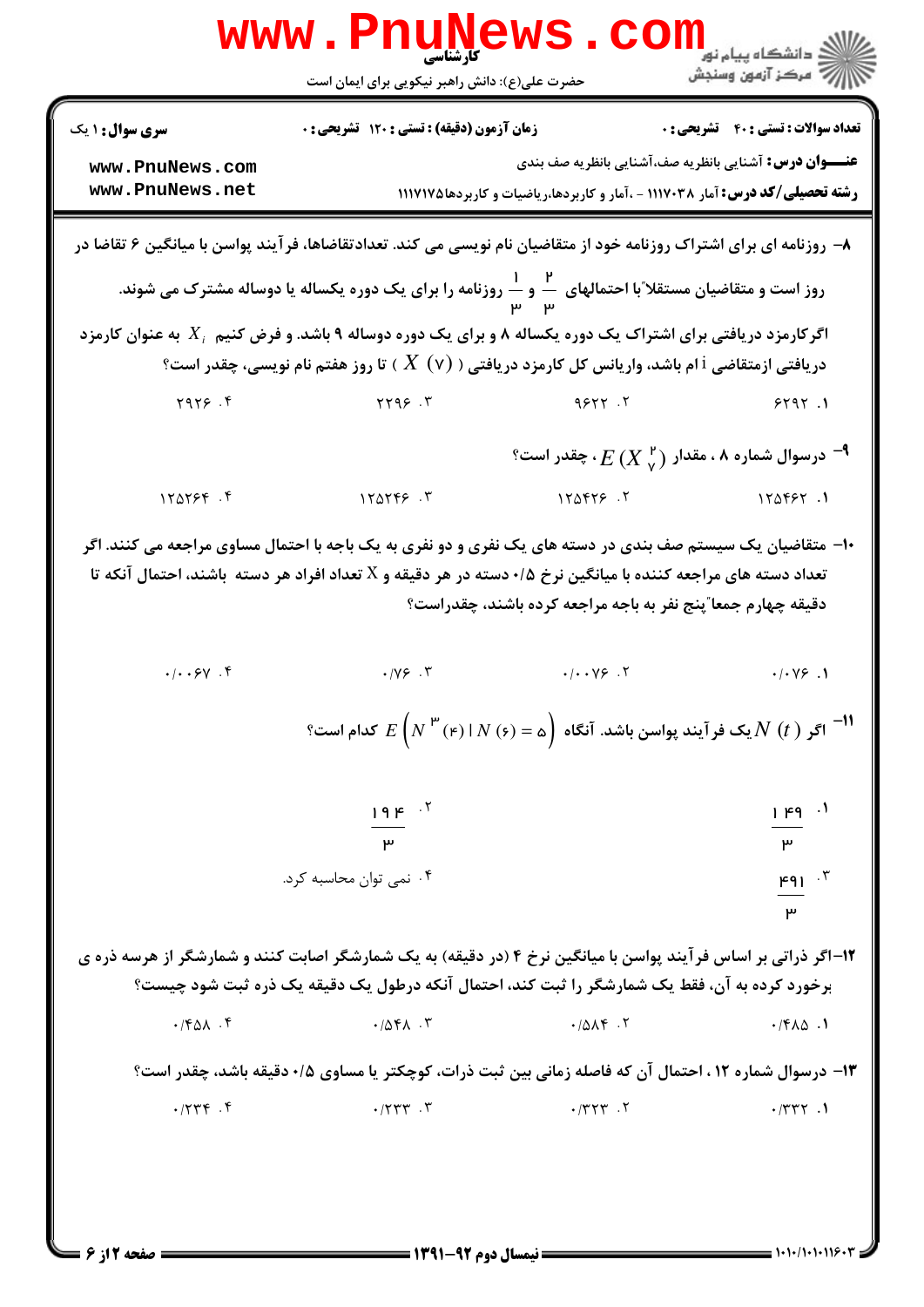۸- روزنامه ای برای اشتراک روزنامه خود از متقاضیان نام نویسی می کند. تعدادتقاضاها، فرآیند پواسن با میانگین ۶ تقاضا در روز است و متقاضیان مستقلاً با احتمالهای $\frac{2}{3}$ و $\frac{1}{3}$ روزنامه را برای یک دوره یکساله یا دوساله مشترک می شوند. اگرکارمزد دریافتی برای اشتراک یک دوره یکساله ۸ و برای یک دوره دوساله ۹ باشد. و فرض کنیم $X_i$ به عنوان کارمزد دریافتی ازمتقاضی i ام باشد، واریانس کل کارمزد دریافتی ( $X(7)$ ) تا روز هفتم نام نویسی، چقدر است؟

۱. ۶۲۹۲

۲. ۹۶۲۲

۳. ۲۲۹۶

۴. ۲۹۲۶

۹- درسوال شماره ۸ ، مقدار $E(X_7^2)$ ، چقدر است؟

۱. ۱۲۵۴۶۲

۲. ۱۲۵۴۲۶

۳. ۱۲۵۲۴۶

۴. ۱۲۵۲۶۴

۱۰- متقاضیان یک سیستم صف بندی در دسته های یک نفری و دو نفری به یک باجه با احتمال مساوی مراجعه می کنند. اگر تعداد دسته های مراجعه کننده با میانگین نرخ ۰/۵ دسته در هر دقیقه و X تعداد افراد هر دسته باشند، احتمال آنکه تا دقیقه چهارم جمعاً پنج نفر به باجه مراجعه کرده باشند، چقدراست؟

۱. ۰/۰۷۶

۲. ۰/۰۰۷۶

۳. ۰/۷۶

۴. ۰/۰۰۶۷

۱۱- اگر $N(t)$ یک فرآیند پواسن باشد. آنگاه $E\left(N^3(4) \mid N(6)=5\right)$ کدام است؟

۱. $\frac{149}{3}$

۲. $\frac{194}{3}$

۳. $\frac{491}{3}$

۴. نمی توان محاسبه کرد.

۱۲- اگر ذراتی بر اساس فرآیند پواسن با میانگین نرخ ۴ (در دقیقه) به یک شمارشگر اصابت کنند و شمارشگر از هرسه ذره ی برخورد کرده به آن، فقط یک شمارشگر را ثبت کند، احتمال آنکه درطول یک دقیقه یک ذره ثبت شود چیست؟

۱. ۰/۴۸۵

۲. ۰/۵۸۴

۳. ۰/۵۴۸

۴. ۰/۴۵۸

۱۳- درسوال شماره ۱۲ ، احتمال آن که فاصله زمانی بین ثبت ذرات، کوچکتر یا مساوی ۰/۵ دقیقه باشد، چقدر است؟

۱. ۰/۳۳۲

۲. ۰/۳۲۳

۳. ۰/۲۳۳

۴. ۰/۲۳۴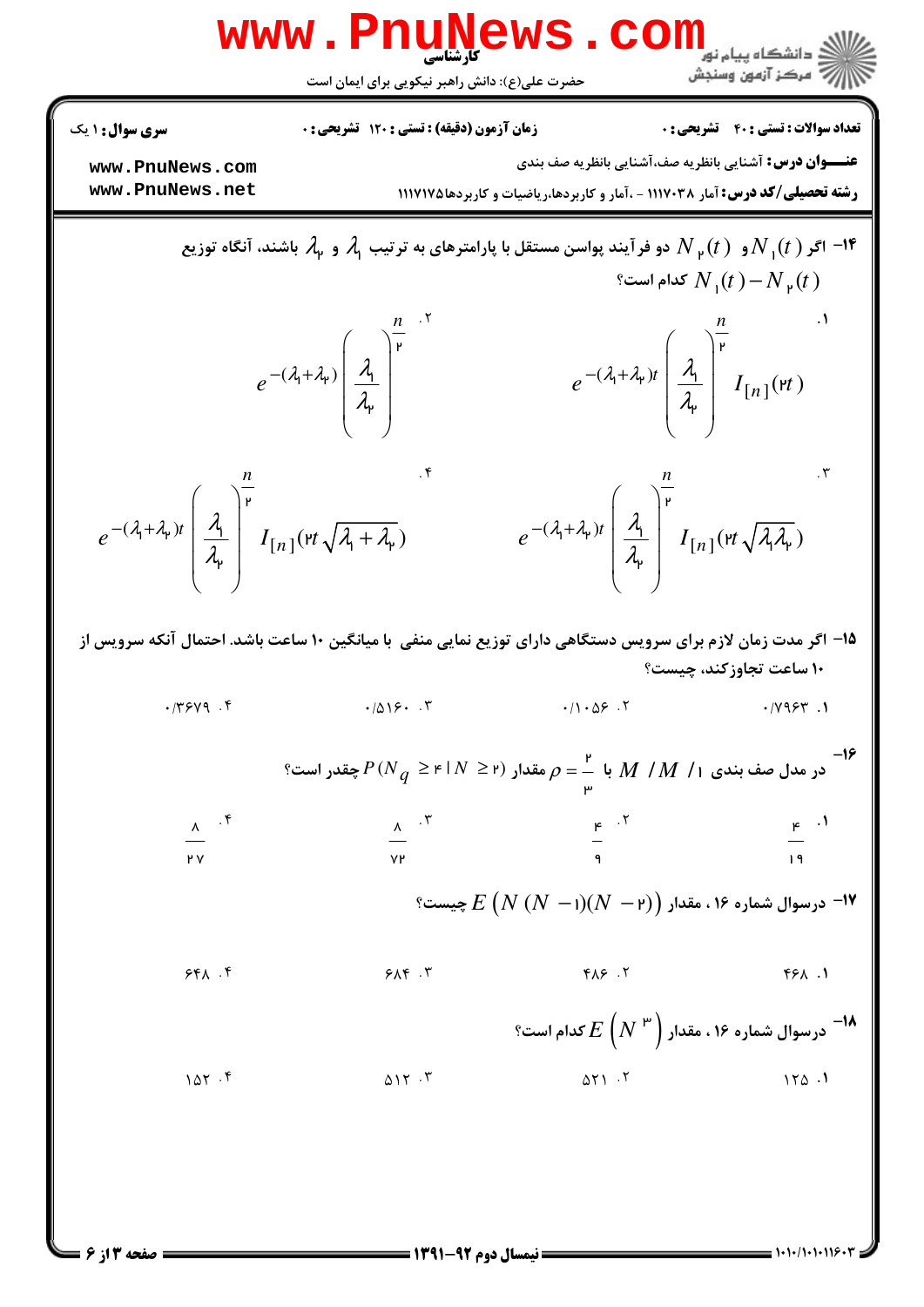**سری سوال:** ۱ یک

**زمان آزمون (دقیقه) : تستی : ۱۲۰ تشریحی : ۰**

**تعداد سوالات : تستی : ۴۰ تشریحی : ۰**

**عنـــوان درس:** آشنایی بانظریه صف،آشنایی بانظریه صف بندی

**رشته تحصیلی/کد درس:** آمار ۱۱۱۷۰۳۸ - ،آمار و کاربردها،ریاضیات و کاربردها۱۱۱۷۱۷۵

۱۴- اگر $N_1(t)$ و $N_2(t)$ دو فرآیند پواسن مستقل با پارامترهای به ترتیب $\lambda_1$ و $\lambda_2$ باشند، آنگاه توزیع $N_1(t) - N_2(t)$ کدام است؟

۱. $e^{-(\lambda_1+\lambda_2)t}\left(\frac{\lambda_1}{\lambda_2}\right)^{\frac{n}{2}} I_{[n]}(2t)$

۲. $e^{-(\lambda_1+\lambda_2)}\left(\frac{\lambda_1}{\lambda_2}\right)^{\frac{n}{2}}$

۳. $e^{-(\lambda_1+\lambda_2)t}\left(\frac{\lambda_1}{\lambda_2}\right)^{\frac{n}{2}} I_{[n]}(2t\sqrt{\lambda_1\lambda_2})$

۴. $e^{-(\lambda_1+\lambda_2)t}\left(\frac{\lambda_1}{\lambda_2}\right)^{\frac{n}{2}} I_{[n]}(2t\sqrt{\lambda_1+\lambda_2})$

۱۵- اگر مدت زمان لازم برای سرویس دستگاهی دارای توزیع نمایی منفی با میانگین ۱۰ ساعت باشد. احتمال آنکه سرویس از ۱۰ ساعت تجاوزکند، چیست؟

۱. ۰/۷۹۶۳

۲. ۰/۱۰۵۶

۳. ۰/۵۱۶۰

۴. ۰/۳۶۷۹

۱۶- در مدل صف بندی $M/M/1$ با $\rho = \frac{2}{3}$ مقدار $P(N_q \geq 4 \mid N \geq 2)$ چقدر است؟

۱. $\frac{4}{19}$

۲. $\frac{4}{9}$

۳. $\frac{8}{72}$

۴. $\frac{8}{27}$

۱۷- درسوال شماره ۱۶ ، مقدار $E\left(N(N-1)(N-2)\right)$ چیست؟

۱. ۴۶۸

۲. ۴۸۶

۳. ۶۸۴

۴. ۶۴۸

۱۸- درسوال شماره ۱۶ ، مقدار $E\left(N^3\right)$ کدام است؟

۱. ۱۲۵

۲. ۵۲۱

۳. ۵۱۲

۴. ۱۵۲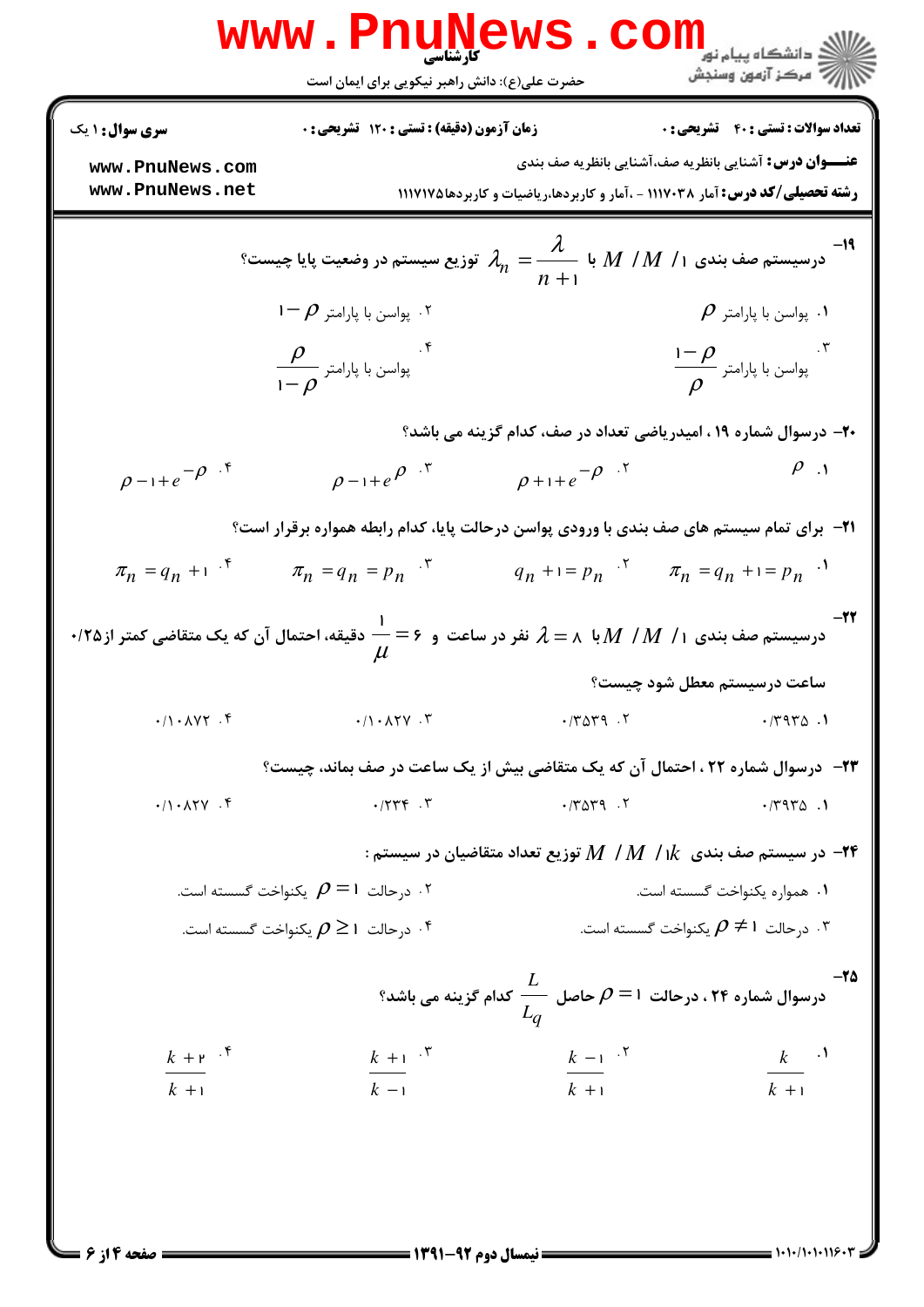**سری سوال:** ۱ یک | **زمان آزمون (دقیقه) : تستی :** ۱۲۰ **تشریحی :** ۰ | **تعداد سوالات : تستی :** ۴۰ **تشریحی :** ۰

**عنـــوان درس:** آشنایی بانظریه صف،آشنایی بانظریه صف بندی

**رشته تحصیلی/کد درس:** آمار ۱۱۱۷۰۳۸ - ،آمار و کاربردها،ریاضیات و کاربردها۱۱۱۷۱۷۵

۱۹- درسیستم صف بندی $M/M/1$ با $\lambda_n = \dfrac{\lambda}{n+1}$ توزیع سیستم در وضعیت پایا چیست؟

۱. پواسن با پارامتر $\rho$

۲. پواسن با پارامتر $1-\rho$

۳. پواسن با پارامتر $\dfrac{1-\rho}{\rho}$

۴. پواسن با پارامتر $\dfrac{\rho}{1-\rho}$

۲۰- درسوال شماره ۱۹ ، امیدریاضی تعداد در صف، کدام گزینه می باشد؟

۱. $\rho$

۲. $\rho+1+e^{-\rho}$

۳. $\rho-1+e^{\rho}$

۴. $\rho-1+e^{-\rho}$

۲۱- برای تمام سیستم های صف بندی با ورودی پواسن درحالت پایا، کدام رابطه همواره برقرار است؟

۱. $\pi_n = q_n + 1 = p_n$

۲. $q_n + 1 = p_n$

۳. $\pi_n = q_n = p_n$

۴. $\pi_n = q_n + 1$

۲۲- درسیستم صف بندی $M/M/1$ با $\lambda = 8$ نفر در ساعت و $\dfrac{1}{\mu} = 6$ دقیقه، احتمال آن که یک متقاضی کمتر از ۰/۲۵ ساعت درسیستم معطل شود چیست؟

۱. ۰/۳۹۳۵

۲. ۰/۳۵۳۹

۳. ۰/۱۰۸۲۷

۴. ۰/۱۰۸۷۲

۲۳- درسوال شماره ۲۲ ، احتمال آن که یک متقاضی بیش از یک ساعت در صف بماند، چیست؟

۱. ۰/۳۹۳۵

۲. ۰/۳۵۳۹

۳. ۰/۲۳۴

۴. ۰/۱۰۸۲۷

۲۴- در سیستم صف بندی $M/M/1k$ توزیع تعداد متقاضیان در سیستم :

۱. همواره یکنواخت گسسته است.

۲. درحالت $\rho = 1$ یکنواخت گسسته است.

۳. درحالت $\rho \neq 1$ یکنواخت گسسته است.

۴. درحالت $\rho \geq 1$ یکنواخت گسسته است.

۲۵- درسوال شماره ۲۴ ، درحالت $\rho = 1$ حاصل $\dfrac{L}{L_q}$ کدام گزینه می باشد؟

۱. $\dfrac{k}{k+1}$

۲. $\dfrac{k-1}{k+1}$

۳. $\dfrac{k+1}{k-1}$

۴. $\dfrac{k+2}{k+1}$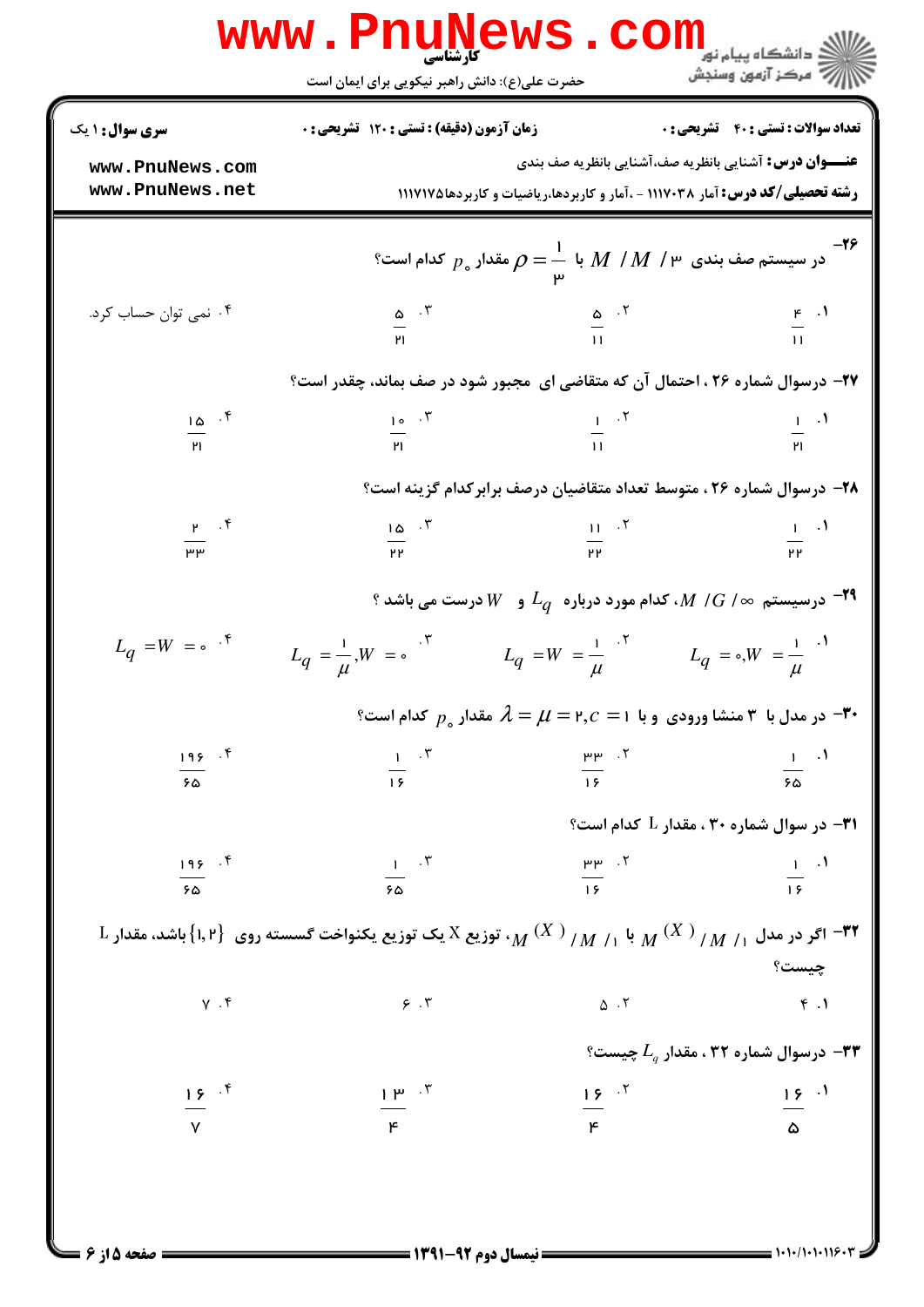۲۶- در سیستم صف بندی $M/M/3$ با $\rho = \frac{1}{3}$ مقدار $p_0$ کدام است؟

۱. $\frac{4}{11}$

۲. $\frac{5}{11}$

۳. $\frac{5}{21}$

۴. نمی توان حساب کرد.

۲۷- درسوال شماره ۲۶ ، احتمال آن که متقاضی ای مجبور شود در صف بماند، چقدر است؟

۱. $\frac{1}{21}$

۲. $\frac{1}{11}$

۳. $\frac{10}{21}$

۴. $\frac{15}{21}$

۲۸- درسوال شماره ۲۶ ، متوسط تعداد متقاضیان درصف برابرکدام گزینه است؟

۱. $\frac{1}{22}$

۲. $\frac{11}{22}$

۳. $\frac{15}{22}$

۴. $\frac{2}{33}$

۲۹- درسیستم $M/G/\infty$، کدام مورد درباره $L_q$ و $W$ درست می باشد ؟

۱. $L_q = 0, W = \frac{1}{\mu}$

۲. $L_q = W = \frac{1}{\mu}$

۳. $L_q = \frac{1}{\mu}, W = 0$

۴. $L_q = W = 0$

۳۰- در مدل با ۳ منشا ورودی و با $\lambda = \mu = 2, c = 1$ مقدار $p_0$ کدام است؟

۱. $\frac{1}{65}$

۲. $\frac{33}{16}$

۳. $\frac{1}{16}$

۴. $\frac{196}{65}$

۳۱- در سوال شماره ۳۰ ، مقدار L کدام است؟

۱. $\frac{1}{16}$

۲. $\frac{33}{16}$

۳. $\frac{1}{65}$

۴. $\frac{196}{65}$

۳۲- اگر در مدل $M/M/1/(X)M$ با $M/M/1/(X)M$، توزیع X یک توزیع یکنواخت گسسته روی $\{1, 2\}$ باشد، مقدار L چیست؟

۱. ۴

۲. ۵

۳. ۶

۴. ۷

۳۳- درسوال شماره ۳۲ ، مقدار $L_q$ چیست؟

۱. $\frac{16}{5}$

۲. $\frac{16}{4}$

۳. $\frac{13}{4}$

۴. $\frac{16}{7}$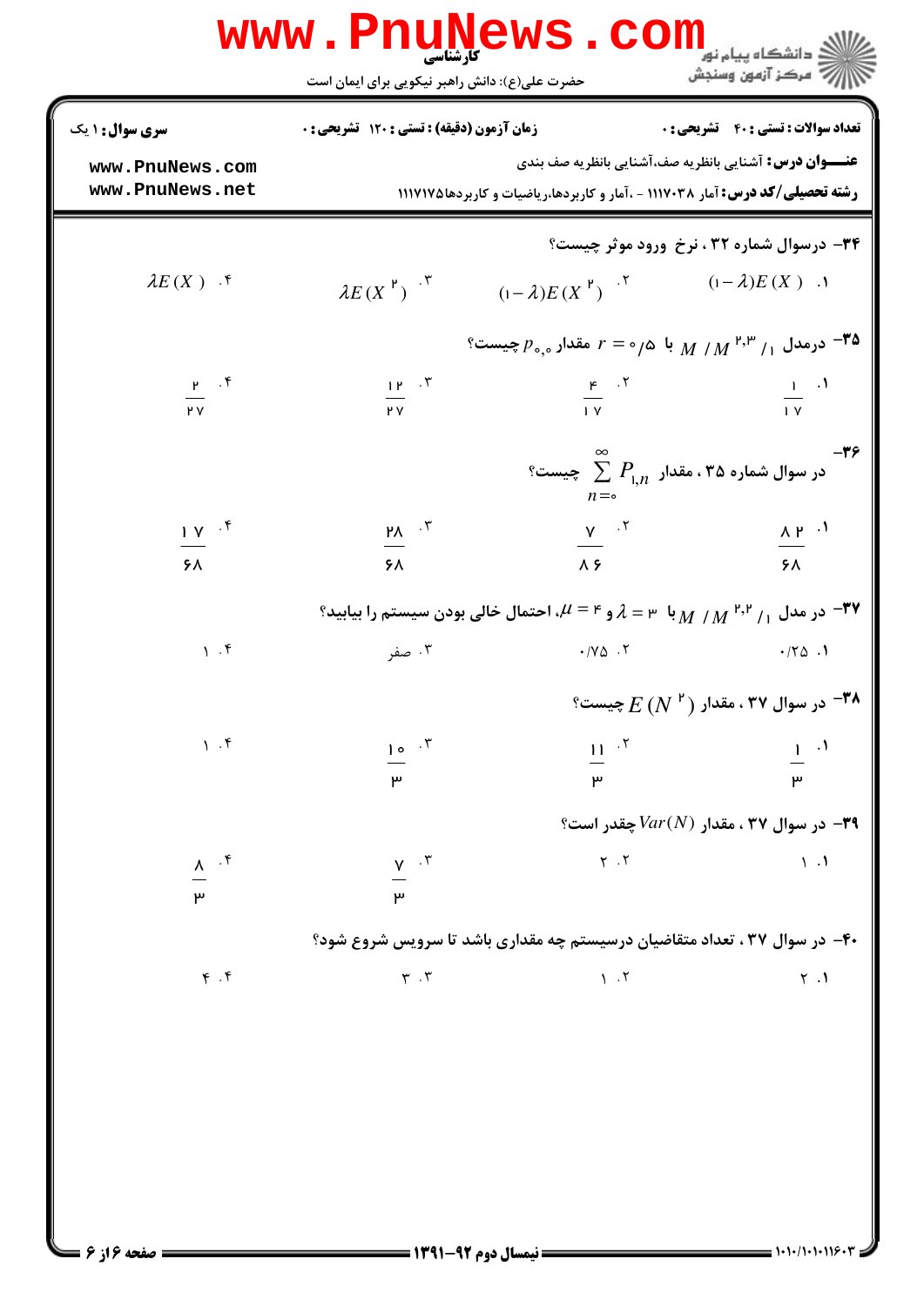**سری سوال:** ۱ یک

**زمان آزمون (دقیقه) : تستی :** ۱۲۰ **تشریحی :** ۰

**تعداد سوالات : تستی :** ۴۰ **تشریحی :** ۰

**عنـــوان درس:** آشنایی بانظریه صف،آشنایی بانظریه صف بندی

**رشته تحصیلی/کد درس:** آمار ۱۱۱۷۰۳۸ - ،آمار و کاربردها،ریاضیات و کاربردها۱۱۱۷۱۷۵

۳۴- درسوال شماره ۳۲ ، نرخ ورود موثر چیست؟

۱. $(1-\lambda)E(X)$

۲. $(1-\lambda)E(X^2)$

۳. $\lambda E(X^2)$

۴. $\lambda E(X)$

۳۵- درمدل $M/M^{2,3}/1$ با $r=0/5$ مقدار $p_{0,0}$ چیست؟

۱. $\frac{1}{17}$

۲. $\frac{4}{17}$

۳. $\frac{12}{27}$

۴. $\frac{2}{27}$

۳۶- در سوال شماره ۳۵ ، مقدار $\sum_{n=0}^{\infty} P_{1,n}$ چیست؟

۱. $\frac{82}{68}$

۲. $\frac{7}{86}$

۳. $\frac{28}{68}$

۴. $\frac{17}{68}$

۳۷- در مدل $M/M^{2,2}/1$ با $\lambda = 3$ و $\mu = 4$، احتمال خالی بودن سیستم را بیابید؟

۱. ۰/۲۵

۲. ۰/۷۵

۳. صفر

۴. ۱

۳۸- در سوال ۳۷ ، مقدار $E(N^2)$ چیست؟

۱. $\frac{1}{3}$

۲. $\frac{11}{3}$

۳. $\frac{10}{3}$

۴. ۱

۳۹- در سوال ۳۷ ، مقدار $Var(N)$ چقدر است؟

۱. ۱

۲. ۲

۳. $\frac{7}{3}$

۴. $\frac{8}{3}$

۴۰- در سوال ۳۷ ، تعداد متقاضیان درسیستم چه مقداری باشد تا سرویس شروع شود؟

۱. ۲

۲. ۱

۳. ۳

۴. ۴